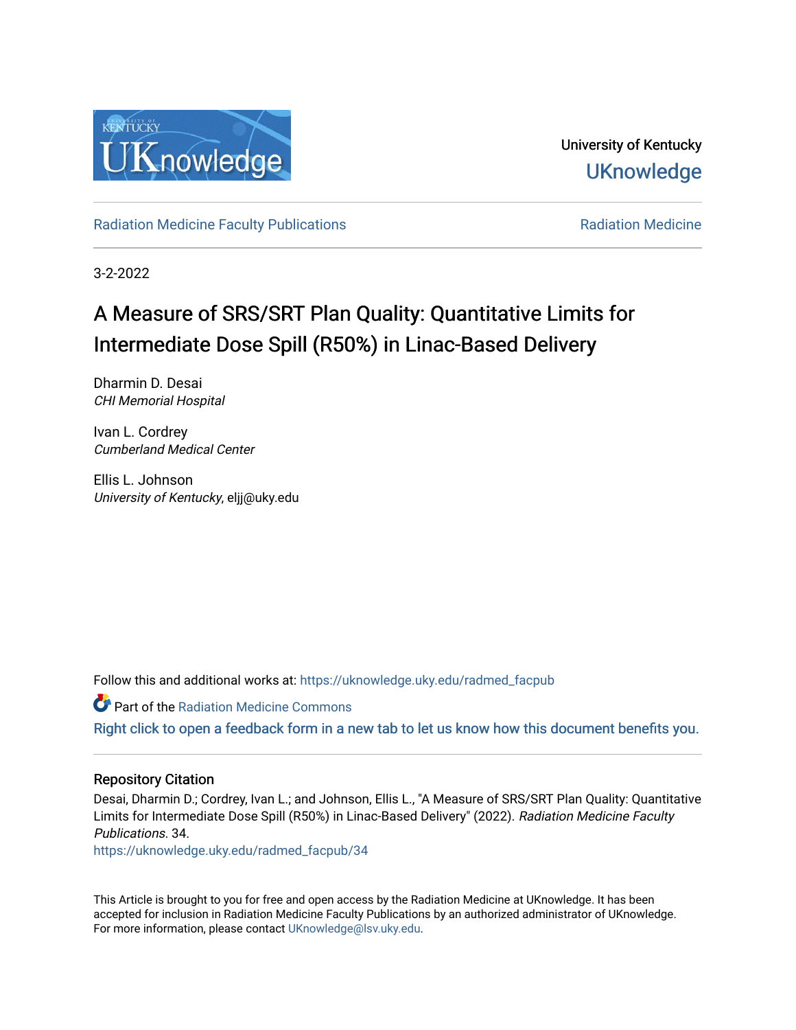University of Kentucky

UKnowledge

Radiation Medicine Faculty Publications

Radiation Medicine

3-2-2022

# A Measure of SRS/SRT Plan Quality: Quantitative Limits for Intermediate Dose Spill (R50%) in Linac-Based Delivery

Dharmin D. Desai
*CHI Memorial Hospital*

Ivan L. Cordrey
*Cumberland Medical Center*

Ellis L. Johnson
*University of Kentucky*, eljj@uky.edu

Follow this and additional works at: https://uknowledge.uky.edu/radmed_facpub

Part of the Radiation Medicine Commons

Right click to open a feedback form in a new tab to let us know how this document benefits you.

## Repository Citation

Desai, Dharmin D.; Cordrey, Ivan L.; and Johnson, Ellis L., "A Measure of SRS/SRT Plan Quality: Quantitative Limits for Intermediate Dose Spill (R50%) in Linac-Based Delivery" (2022). *Radiation Medicine Faculty Publications*. 34.
https://uknowledge.uky.edu/radmed_facpub/34

This Article is brought to you for free and open access by the Radiation Medicine at UKnowledge. It has been accepted for inclusion in Radiation Medicine Faculty Publications by an authorized administrator of UKnowledge. For more information, please contact UKnowledge@lsv.uky.edu.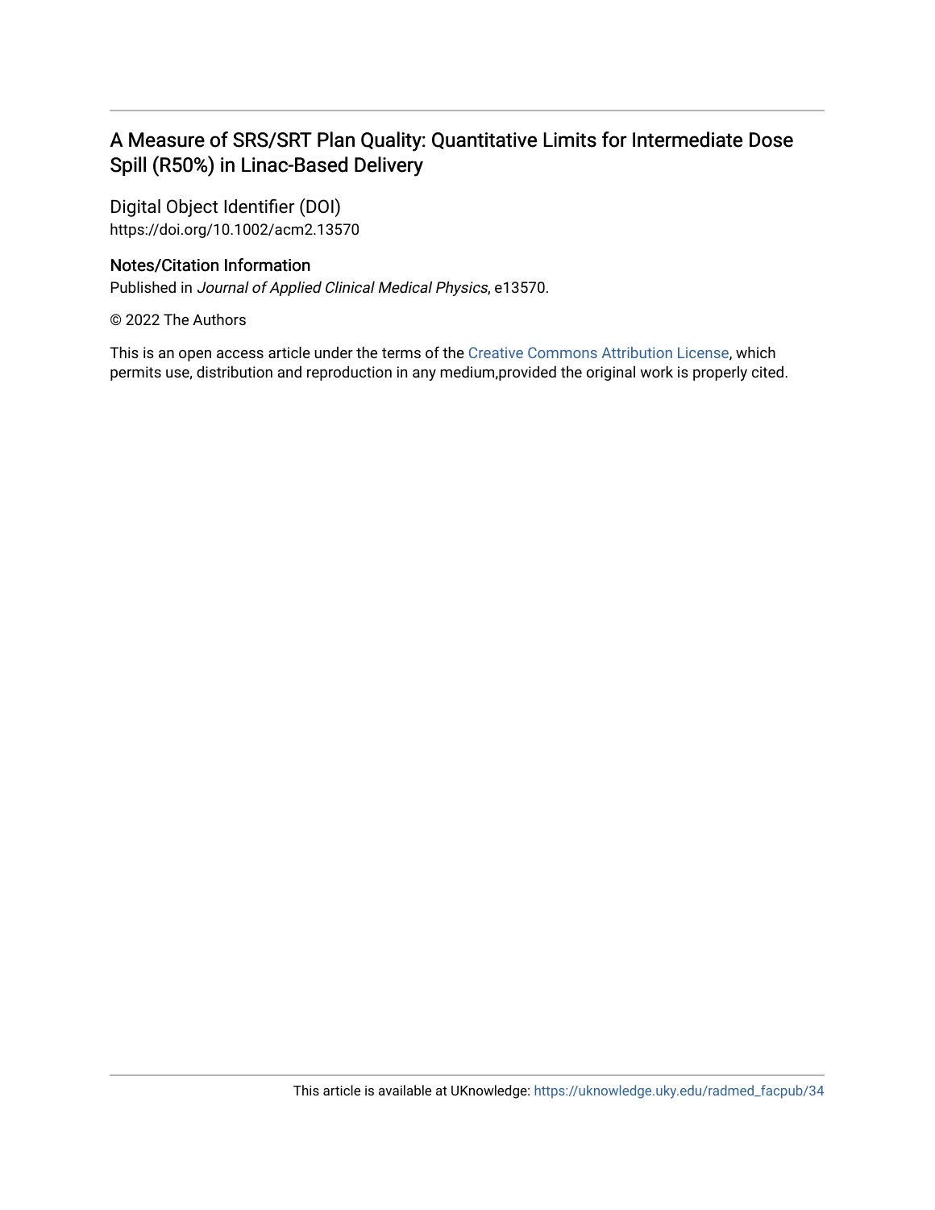# A Measure of SRS/SRT Plan Quality: Quantitative Limits for Intermediate Dose Spill (R50%) in Linac-Based Delivery

## Digital Object Identifier (DOI)

https://doi.org/10.1002/acm2.13570

## Notes/Citation Information

Published in *Journal of Applied Clinical Medical Physics*, e13570.

© 2022 The Authors

This is an open access article under the terms of the Creative Commons Attribution License, which permits use, distribution and reproduction in any medium,provided the original work is properly cited.

This article is available at UKnowledge: https://uknowledge.uky.edu/radmed_facpub/34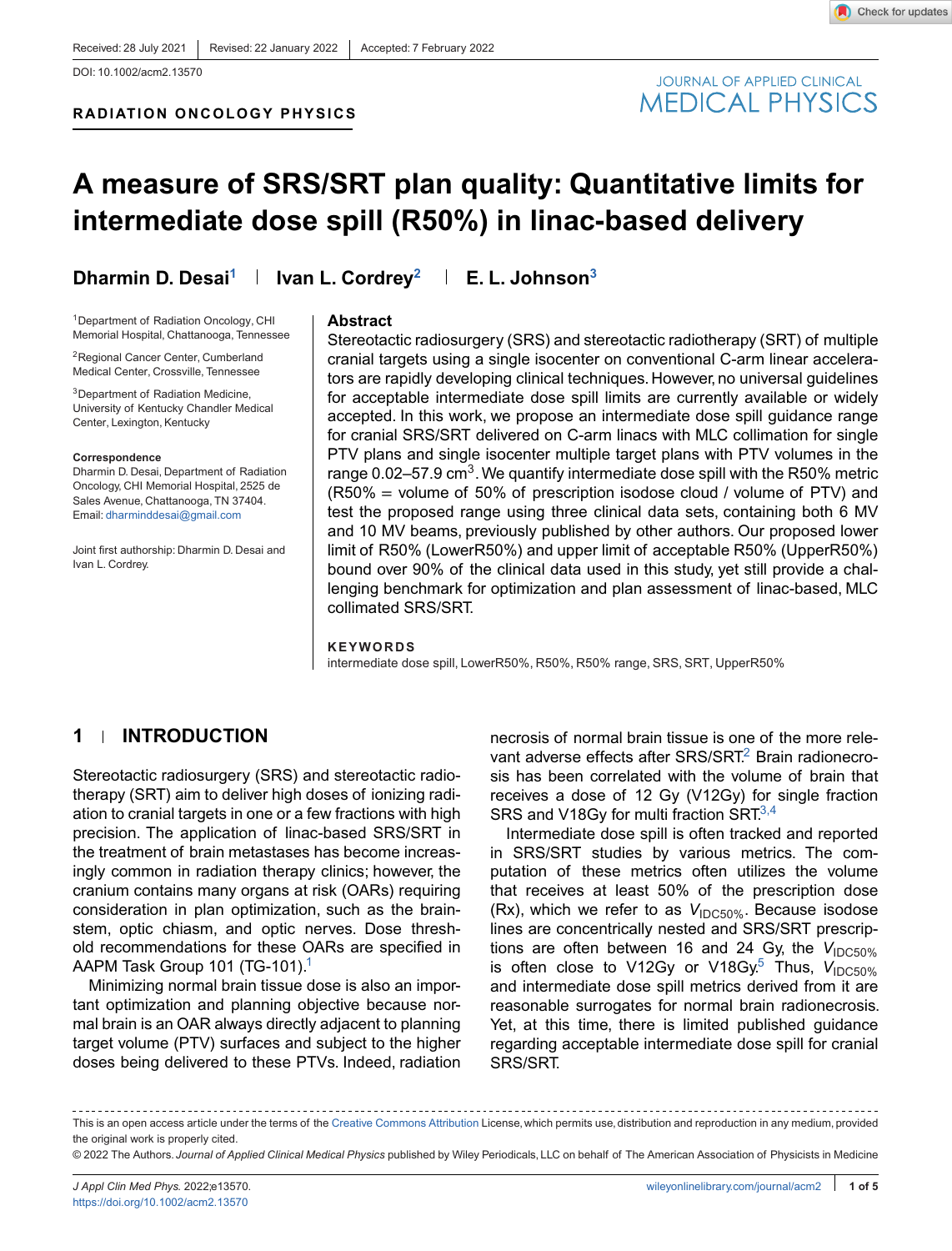Received: 28 July 2021 | Revised: 22 January 2022 | Accepted: 7 February 2022

DOI: 10.1002/acm2.13570

**RADIATION ONCOLOGY PHYSICS**

# A measure of SRS/SRT plan quality: Quantitative limits for intermediate dose spill (R50%) in linac-based delivery

**Dharmin D. Desai**[1] | **Ivan L. Cordrey**[2] | **E. L. Johnson**[3]

[1]Department of Radiation Oncology, CHI Memorial Hospital, Chattanooga, Tennessee

[2]Regional Cancer Center, Cumberland Medical Center, Crossville, Tennessee

[3]Department of Radiation Medicine, University of Kentucky Chandler Medical Center, Lexington, Kentucky

**Correspondence**
Dharmin D. Desai, Department of Radiation Oncology, CHI Memorial Hospital, 2525 de Sales Avenue, Chattanooga, TN 37404.
Email: dharminddesai@gmail.com

Joint first authorship: Dharmin D. Desai and Ivan L. Cordrey.

## Abstract

Stereotactic radiosurgery (SRS) and stereotactic radiotherapy (SRT) of multiple cranial targets using a single isocenter on conventional C-arm linear accelerators are rapidly developing clinical techniques. However, no universal guidelines for acceptable intermediate dose spill limits are currently available or widely accepted. In this work, we propose an intermediate dose spill guidance range for cranial SRS/SRT delivered on C-arm linacs with MLC collimation for single PTV plans and single isocenter multiple target plans with PTV volumes in the range 0.02–57.9 $cm^3$. We quantify intermediate dose spill with the R50% metric (R50% = volume of 50% of prescription isodose cloud / volume of PTV) and test the proposed range using three clinical data sets, containing both 6 MV and 10 MV beams, previously published by other authors. Our proposed lower limit of R50% (LowerR50%) and upper limit of acceptable R50% (UpperR50%) bound over 90% of the clinical data used in this study, yet still provide a challenging benchmark for optimization and plan assessment of linac-based, MLC collimated SRS/SRT.

**KEYWORDS**

intermediate dose spill, LowerR50%, R50%, R50% range, SRS, SRT, UpperR50%

## 1 | INTRODUCTION

Stereotactic radiosurgery (SRS) and stereotactic radiotherapy (SRT) aim to deliver high doses of ionizing radiation to cranial targets in one or a few fractions with high precision. The application of linac-based SRS/SRT in the treatment of brain metastases has become increasingly common in radiation therapy clinics; however, the cranium contains many organs at risk (OARs) requiring consideration in plan optimization, such as the brainstem, optic chiasm, and optic nerves. Dose threshold recommendations for these OARs are specified in AAPM Task Group 101 (TG-101).[1]

Minimizing normal brain tissue dose is also an important optimization and planning objective because normal brain is an OAR always directly adjacent to planning target volume (PTV) surfaces and subject to the higher doses being delivered to these PTVs. Indeed, radiation necrosis of normal brain tissue is one of the more relevant adverse effects after SRS/SRT.[2] Brain radionecrosis has been correlated with the volume of brain that receives a dose of 12 Gy (V12Gy) for single fraction SRS and V18Gy for multi fraction SRT.[3,4]

Intermediate dose spill is often tracked and reported in SRS/SRT studies by various metrics. The computation of these metrics often utilizes the volume that receives at least 50% of the prescription dose (Rx), which we refer to as $V_{IDC50\%}$. Because isodose lines are concentrically nested and SRS/SRT prescriptions are often between 16 and 24 Gy, the $V_{IDC50\%}$ is often close to V12Gy or V18Gy.[5] Thus, $V_{IDC50\%}$ and intermediate dose spill metrics derived from it are reasonable surrogates for normal brain radionecrosis. Yet, at this time, there is limited published guidance regarding acceptable intermediate dose spill for cranial SRS/SRT.

This is an open access article under the terms of the Creative Commons Attribution License, which permits use, distribution and reproduction in any medium, provided the original work is properly cited.
© 2022 The Authors. *Journal of Applied Clinical Medical Physics* published by Wiley Periodicals, LLC on behalf of The American Association of Physicists in Medicine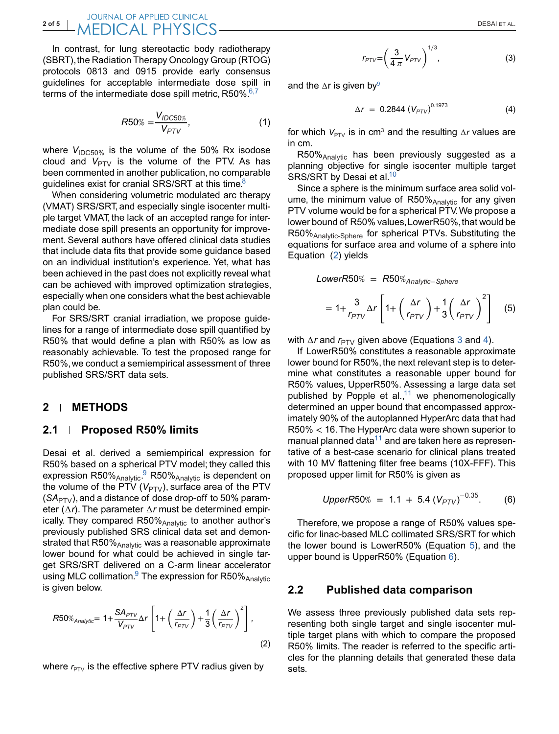In contrast, for lung stereotactic body radiotherapy (SBRT), the Radiation Therapy Oncology Group (RTOG) protocols 0813 and 0915 provide early consensus guidelines for acceptable intermediate dose spill in terms of the intermediate dose spill metric, R50%.[6,7]

$$R50\% = \frac{V_{IDC50\%}}{V_{PTV}}, \tag{1}$$

where $V_{IDC50\%}$ is the volume of the 50% Rx isodose cloud and $V_{PTV}$ is the volume of the PTV. As has been commented in another publication, no comparable guidelines exist for cranial SRS/SRT at this time.[8]

When considering volumetric modulated arc therapy (VMAT) SRS/SRT, and especially single isocenter multiple target VMAT, the lack of an accepted range for intermediate dose spill presents an opportunity for improvement. Several authors have offered clinical data studies that include data fits that provide some guidance based on an individual institution's experience. Yet, what has been achieved in the past does not explicitly reveal what can be achieved with improved optimization strategies, especially when one considers what the best achievable plan could be.

For SRS/SRT cranial irradiation, we propose guidelines for a range of intermediate dose spill quantified by R50% that would define a plan with R50% as low as reasonably achievable. To test the proposed range for R50%, we conduct a semiempirical assessment of three published SRS/SRT data sets.

## 2 | METHODS

### 2.1 | Proposed R50% limits

Desai et al. derived a semiempirical expression for R50% based on a spherical PTV model; they called this expression $R50\%_{Analytic}$.[9] $R50\%_{Analytic}$ is dependent on the volume of the PTV ($V_{PTV}$), surface area of the PTV ($SA_{PTV}$), and a distance of dose drop-off to 50% parameter ($\Delta r$). The parameter $\Delta r$ must be determined empirically. They compared $R50\%_{Analytic}$ to another author's previously published SRS clinical data set and demonstrated that $R50\%_{Analytic}$ was a reasonable approximate lower bound for what could be achieved in single target SRS/SRT delivered on a C-arm linear accelerator using MLC collimation.[9] The expression for $R50\%_{Analytic}$ is given below.

$$R50\%_{Analytic} = 1 + \frac{SA_{PTV}}{V_{PTV}}\Delta r\left[1 + \left(\frac{\Delta r}{r_{PTV}}\right) + \frac{1}{3}\left(\frac{\Delta r}{r_{PTV}}\right)^2\right], \tag{2}$$

where $r_{PTV}$ is the effective sphere PTV radius given by

$$r_{PTV} = \left(\frac{3}{4\pi}V_{PTV}\right)^{1/3}, \tag{3}$$

and the $\Delta r$ is given by[9]

$$\Delta r = 0.2844\,(V_{PTV})^{0.1973} \tag{4}$$

for which $V_{PTV}$ is in $cm^3$ and the resulting $\Delta r$ values are in cm.

$R50\%_{Analytic}$ has been previously suggested as a planning objective for single isocenter multiple target SRS/SRT by Desai et al.[10]

Since a sphere is the minimum surface area solid volume, the minimum value of $R50\%_{Analytic}$ for any given PTV volume would be for a spherical PTV. We propose a lower bound of R50% values, LowerR50%, that would be $R50\%_{Analytic\text{-}Sphere}$ for spherical PTVs. Substituting the equations for surface area and volume of a sphere into Equation (2) yields

$$LowerR50\% = R50\%_{Analytic-Sphere} = 1 + \frac{3}{r_{PTV}}\Delta r\left[1 + \left(\frac{\Delta r}{r_{PTV}}\right) + \frac{1}{3}\left(\frac{\Delta r}{r_{PTV}}\right)^2\right] \tag{5}$$

with $\Delta r$ and $r_{PTV}$ given above (Equations 3 and 4).

If LowerR50% constitutes a reasonable approximate lower bound for R50%, the next relevant step is to determine what constitutes a reasonable upper bound for R50% values, UpperR50%. Assessing a large data set published by Popple et al.,[11] we phenomenologically determined an upper bound that encompassed approximately 90% of the autoplanned HyperArc data that had $R50\% < 16$. The HyperArc data were shown superior to manual planned data[11] and are taken here as representative of a best-case scenario for clinical plans treated with 10 MV flattening filter free beams (10X-FFF). This proposed upper limit for R50% is given as

$$UpperR50\% = 1.1 + 5.4\,(V_{PTV})^{-0.35}. \tag{6}$$

Therefore, we propose a range of R50% values specific for linac-based MLC collimated SRS/SRT for which the lower bound is LowerR50% (Equation 5), and the upper bound is UpperR50% (Equation 6).

### 2.2 | Published data comparison

We assess three previously published data sets representing both single target and single isocenter multiple target plans with which to compare the proposed R50% limits. The reader is referred to the specific articles for the planning details that generated these data sets.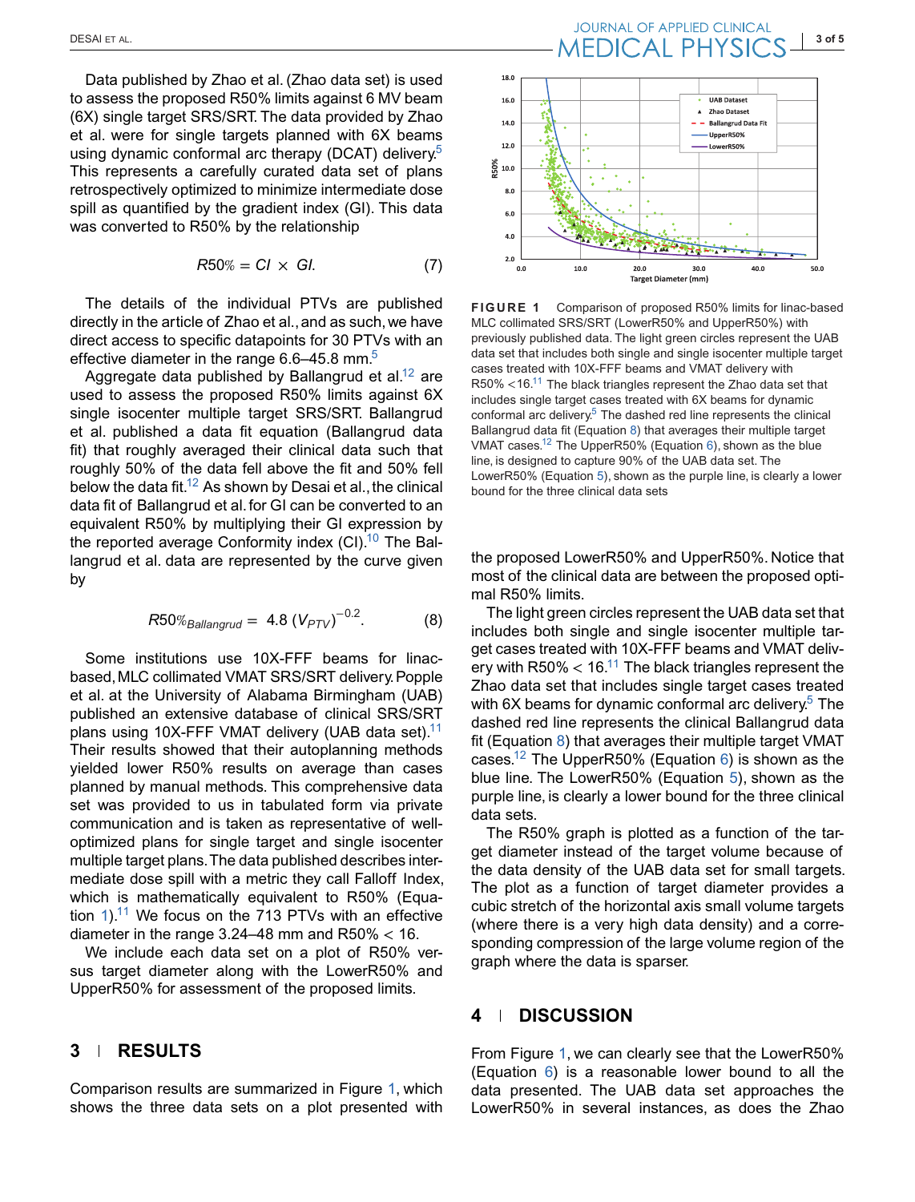Data published by Zhao et al. (Zhao data set) is used to assess the proposed R50% limits against 6 MV beam (6X) single target SRS/SRT. The data provided by Zhao et al. were for single targets planned with 6X beams using dynamic conformal arc therapy (DCAT) delivery.[5] This represents a carefully curated data set of plans retrospectively optimized to minimize intermediate dose spill as quantified by the gradient index (GI). This data was converted to R50% by the relationship

$$R50\% = CI \times GI. \tag{7}$$

The details of the individual PTVs are published directly in the article of Zhao et al., and as such, we have direct access to specific datapoints for 30 PTVs with an effective diameter in the range 6.6–45.8 mm.[5]

Aggregate data published by Ballangrud et al.[12] are used to assess the proposed R50% limits against 6X single isocenter multiple target SRS/SRT. Ballangrud et al. published a data fit equation (Ballangrud data fit) that roughly averaged their clinical data such that roughly 50% of the data fell above the fit and 50% fell below the data fit.[12] As shown by Desai et al., the clinical data fit of Ballangrud et al. for GI can be converted to an equivalent R50% by multiplying their GI expression by the reported average Conformity index (CI).[10] The Ballangrud et al. data are represented by the curve given by

$$R50\%_{Ballangrud} = 4.8\,(V_{PTV})^{-0.2}. \tag{8}$$

Some institutions use 10X-FFF beams for linac-based, MLC collimated VMAT SRS/SRT delivery. Popple et al. at the University of Alabama Birmingham (UAB) published an extensive database of clinical SRS/SRT plans using 10X-FFF VMAT delivery (UAB data set).[11] Their results showed that their autoplanning methods yielded lower R50% results on average than cases planned by manual methods. This comprehensive data set was provided to us in tabulated form via private communication and is taken as representative of well-optimized plans for single target and single isocenter multiple target plans. The data published describes intermediate dose spill with a metric they call Falloff Index, which is mathematically equivalent to R50% (Equation 1).[11] We focus on the 713 PTVs with an effective diameter in the range 3.24–48 mm and R50% < 16.

We include each data set on a plot of R50% versus target diameter along with the LowerR50% and UpperR50% for assessment of the proposed limits.

## 3 | RESULTS

Comparison results are summarized in Figure 1, which shows the three data sets on a plot presented with the proposed LowerR50% and UpperR50%. Notice that most of the clinical data are between the proposed optimal R50% limits.

The light green circles represent the UAB data set that includes both single and single isocenter multiple target cases treated with 10X-FFF beams and VMAT delivery with R50% < 16.[11] The black triangles represent the Zhao data set that includes single target cases treated with 6X beams for dynamic conformal arc delivery.[5] The dashed red line represents the clinical Ballangrud data fit (Equation 8) that averages their multiple target VMAT cases.[12] The UpperR50% (Equation 6) is shown as the blue line. The LowerR50% (Equation 5), shown as the purple line, is clearly a lower bound for the three clinical data sets.

The R50% graph is plotted as a function of the target diameter instead of the target volume because of the data density of the UAB data set for small targets. The plot as a function of target diameter provides a cubic stretch of the horizontal axis small volume targets (where there is a very high data density) and a corresponding compression of the large volume region of the graph where the data is sparser.

**FIGURE 1** Comparison of proposed R50% limits for linac-based MLC collimated SRS/SRT (LowerR50% and UpperR50%) with previously published data. The light green circles represent the UAB data set that includes both single and single isocenter multiple target cases treated with 10X-FFF beams and VMAT delivery with R50% <16.[11] The black triangles represent the Zhao data set that includes single target cases treated with 6X beams for dynamic conformal arc delivery.[5] The dashed red line represents the clinical Ballangrud data fit (Equation 8) that averages their multiple target VMAT cases.[12] The UpperR50% (Equation 6), shown as the blue line, is designed to capture 90% of the UAB data set. The LowerR50% (Equation 5), shown as the purple line, is clearly a lower bound for the three clinical data sets

## 4 | DISCUSSION

From Figure 1, we can clearly see that the LowerR50% (Equation 6) is a reasonable lower bound to all the data presented. The UAB data set approaches the LowerR50% in several instances, as does the Zhao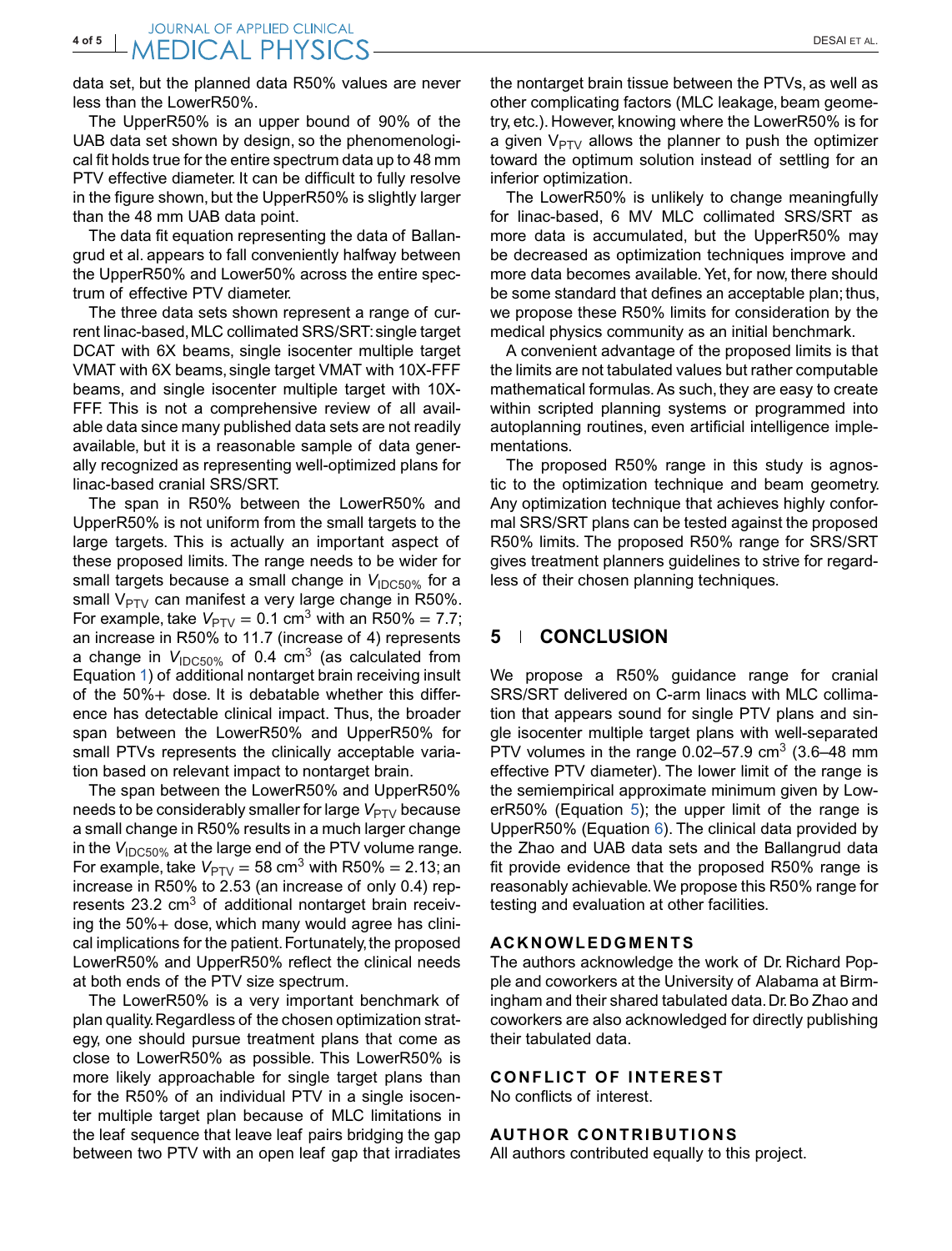data set, but the planned data R50% values are never less than the LowerR50%.

The UpperR50% is an upper bound of 90% of the UAB data set shown by design, so the phenomenological fit holds true for the entire spectrum data up to 48 mm PTV effective diameter. It can be difficult to fully resolve in the figure shown, but the UpperR50% is slightly larger than the 48 mm UAB data point.

The data fit equation representing the data of Ballangrud et al. appears to fall conveniently halfway between the UpperR50% and Lower50% across the entire spectrum of effective PTV diameter.

The three data sets shown represent a range of current linac-based, MLC collimated SRS/SRT: single target DCAT with 6X beams, single isocenter multiple target VMAT with 6X beams, single target VMAT with 10X-FFF beams, and single isocenter multiple target with 10X-FFF. This is not a comprehensive review of all available data since many published data sets are not readily available, but it is a reasonable sample of data generally recognized as representing well-optimized plans for linac-based cranial SRS/SRT.

The span in R50% between the LowerR50% and UpperR50% is not uniform from the small targets to the large targets. This is actually an important aspect of these proposed limits. The range needs to be wider for small targets because a small change in $V_{IDC50\%}$ for a small $V_{PTV}$ can manifest a very large change in R50%. For example, take $V_{PTV} = 0.1$ cm$^3$ with an R50% = 7.7; an increase in R50% to 11.7 (increase of 4) represents a change in $V_{IDC50\%}$ of 0.4 cm$^3$ (as calculated from Equation 1) of additional nontarget brain receiving insult of the 50%+ dose. It is debatable whether this difference has detectable clinical impact. Thus, the broader span between the LowerR50% and UpperR50% for small PTVs represents the clinically acceptable variation based on relevant impact to nontarget brain.

The span between the LowerR50% and UpperR50% needs to be considerably smaller for large $V_{PTV}$ because a small change in R50% results in a much larger change in the $V_{IDC50\%}$ at the large end of the PTV volume range. For example, take $V_{PTV} = 58$ cm$^3$ with R50% = 2.13; an increase in R50% to 2.53 (an increase of only 0.4) represents 23.2 cm$^3$ of additional nontarget brain receiving the 50%+ dose, which many would agree has clinical implications for the patient. Fortunately, the proposed LowerR50% and UpperR50% reflect the clinical needs at both ends of the PTV size spectrum.

The LowerR50% is a very important benchmark of plan quality. Regardless of the chosen optimization strategy, one should pursue treatment plans that come as close to LowerR50% as possible. This LowerR50% is more likely approachable for single target plans than for the R50% of an individual PTV in a single isocenter multiple target plan because of MLC limitations in the leaf sequence that leave leaf pairs bridging the gap between two PTV with an open leaf gap that irradiates the nontarget brain tissue between the PTVs, as well as other complicating factors (MLC leakage, beam geometry, etc.). However, knowing where the LowerR50% is for a given $V_{PTV}$ allows the planner to push the optimizer toward the optimum solution instead of settling for an inferior optimization.

The LowerR50% is unlikely to change meaningfully for linac-based, 6 MV MLC collimated SRS/SRT as more data is accumulated, but the UpperR50% may be decreased as optimization techniques improve and more data becomes available. Yet, for now, there should be some standard that defines an acceptable plan; thus, we propose these R50% limits for consideration by the medical physics community as an initial benchmark.

A convenient advantage of the proposed limits is that the limits are not tabulated values but rather computable mathematical formulas. As such, they are easy to create within scripted planning systems or programmed into autoplanning routines, even artificial intelligence implementations.

The proposed R50% range in this study is agnostic to the optimization technique and beam geometry. Any optimization technique that achieves highly conformal SRS/SRT plans can be tested against the proposed R50% limits. The proposed R50% range for SRS/SRT gives treatment planners guidelines to strive for regardless of their chosen planning techniques.

## 5 | CONCLUSION

We propose a R50% guidance range for cranial SRS/SRT delivered on C-arm linacs with MLC collimation that appears sound for single PTV plans and single isocenter multiple target plans with well-separated PTV volumes in the range 0.02–57.9 cm$^3$ (3.6–48 mm effective PTV diameter). The lower limit of the range is the semiempirical approximate minimum given by LowerR50% (Equation 5); the upper limit of the range is UpperR50% (Equation 6). The clinical data provided by the Zhao and UAB data sets and the Ballangrud data fit provide evidence that the proposed R50% range is reasonably achievable. We propose this R50% range for testing and evaluation at other facilities.

### ACKNOWLEDGMENTS

The authors acknowledge the work of Dr. Richard Popple and coworkers at the University of Alabama at Birmingham and their shared tabulated data. Dr. Bo Zhao and coworkers are also acknowledged for directly publishing their tabulated data.

### CONFLICT OF INTEREST

No conflicts of interest.

### AUTHOR CONTRIBUTIONS

All authors contributed equally to this project.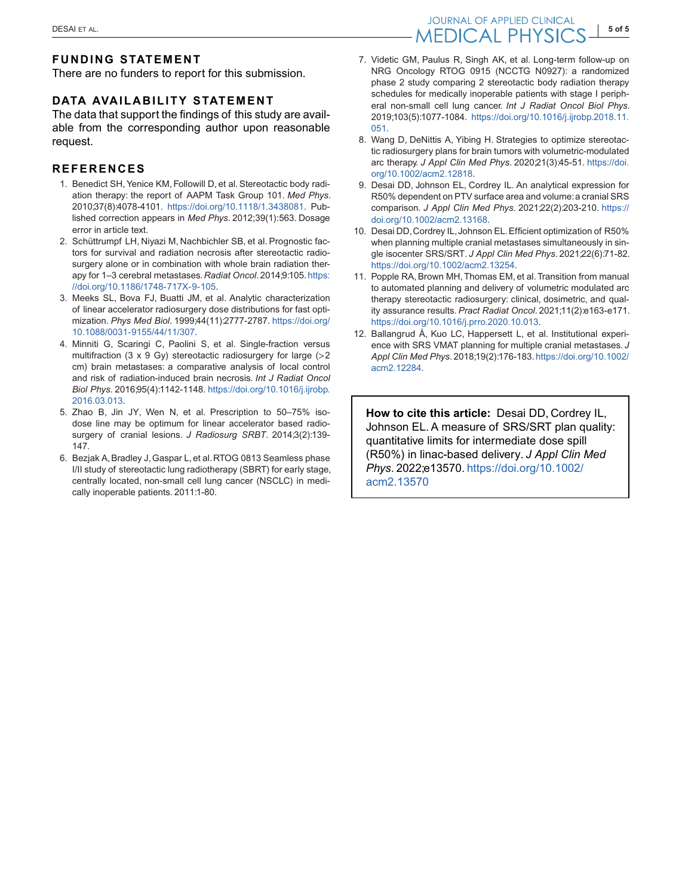## FUNDING STATEMENT

There are no funders to report for this submission.

## DATA AVAILABILITY STATEMENT

The data that support the findings of this study are available from the corresponding author upon reasonable request.

## REFERENCES

1. Benedict SH, Yenice KM, Followill D, et al. Stereotactic body radiation therapy: the report of AAPM Task Group 101. *Med Phys*. 2010;37(8):4078-4101. https://doi.org/10.1118/1.3438081. Published correction appears in *Med Phys*. 2012;39(1):563. Dosage error in article text.
2. Schüttrumpf LH, Niyazi M, Nachbichler SB, et al. Prognostic factors for survival and radiation necrosis after stereotactic radiosurgery alone or in combination with whole brain radiation therapy for 1–3 cerebral metastases. *Radiat Oncol*. 2014;9:105. https://doi.org/10.1186/1748-717X-9-105.
3. Meeks SL, Bova FJ, Buatti JM, et al. Analytic characterization of linear accelerator radiosurgery dose distributions for fast optimization. *Phys Med Biol*. 1999;44(11):2777-2787. https://doi.org/10.1088/0031-9155/44/11/307.
4. Minniti G, Scaringi C, Paolini S, et al. Single-fraction versus multifraction (3 x 9 Gy) stereotactic radiosurgery for large (>2 cm) brain metastases: a comparative analysis of local control and risk of radiation-induced brain necrosis. *Int J Radiat Oncol Biol Phys*. 2016;95(4):1142-1148. https://doi.org/10.1016/j.ijrobp.2016.03.013.
5. Zhao B, Jin JY, Wen N, et al. Prescription to 50–75% isodose line may be optimum for linear accelerator based radiosurgery of cranial lesions. *J Radiosurg SRBT*. 2014;3(2):139-147.
6. Bezjak A, Bradley J, Gaspar L, et al. RTOG 0813 Seamless phase I/II study of stereotactic lung radiotherapy (SBRT) for early stage, centrally located, non-small cell lung cancer (NSCLC) in medically inoperable patients. 2011:1-80.
7. Videtic GM, Paulus R, Singh AK, et al. Long-term follow-up on NRG Oncology RTOG 0915 (NCCTG N0927): a randomized phase 2 study comparing 2 stereotactic body radiation therapy schedules for medically inoperable patients with stage I peripheral non-small cell lung cancer. *Int J Radiat Oncol Biol Phys*. 2019;103(5):1077-1084. https://doi.org/10.1016/j.ijrobp.2018.11.051.
8. Wang D, DeNittis A, Yibing H. Strategies to optimize stereotactic radiosurgery plans for brain tumors with volumetric-modulated arc therapy. *J Appl Clin Med Phys*. 2020;21(3):45-51. https://doi.org/10.1002/acm2.12818.
9. Desai DD, Johnson EL, Cordrey IL. An analytical expression for R50% dependent on PTV surface area and volume: a cranial SRS comparison. *J Appl Clin Med Phys*. 2021;22(2):203-210. https://doi.org/10.1002/acm2.13168.
10. Desai DD, Cordrey IL, Johnson EL. Efficient optimization of R50% when planning multiple cranial metastases simultaneously in single isocenter SRS/SRT. *J Appl Clin Med Phys*. 2021;22(6):71-82. https://doi.org/10.1002/acm2.13254.
11. Popple RA, Brown MH, Thomas EM, et al. Transition from manual to automated planning and delivery of volumetric modulated arc therapy stereotactic radiosurgery: clinical, dosimetric, and quality assurance results. *Pract Radiat Oncol*. 2021;11(2):e163-e171. https://doi.org/10.1016/j.prro.2020.10.013.
12. Ballangrud Å, Kuo LC, Happersett L, et al. Institutional experience with SRS VMAT planning for multiple cranial metastases. *J Appl Clin Med Phys*. 2018;19(2):176-183. https://doi.org/10.1002/acm2.12284.

**How to cite this article:** Desai DD, Cordrey IL, Johnson EL. A measure of SRS/SRT plan quality: quantitative limits for intermediate dose spill (R50%) in linac-based delivery. *J Appl Clin Med Phys*. 2022;e13570. https://doi.org/10.1002/acm2.13570